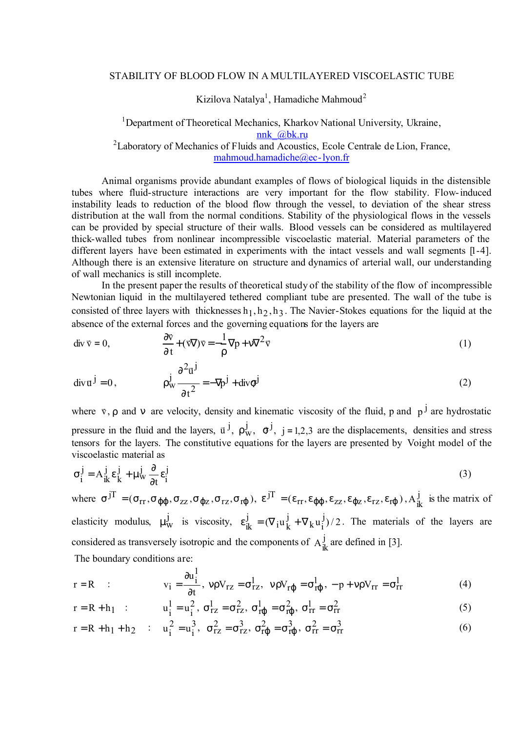# STABILITY OF BLOOD FLOW IN A MULTILAYERED VISCOELASTIC TUBE

Kizilova Natalya[1], Hamadiche Mahmoud[2]

[1]Department of Theoretical Mechanics, Kharkov National University, Ukraine, nnk_@bk.ru

[2]Laboratory of Mechanics of Fluids and Acoustics, Ecole Centrale de Lion, France, mahmoud.hamadiche@ec-lyon.fr

Animal organisms provide abundant examples of flows of biological liquids in the distensible tubes where fluid-structure interactions are very important for the flow stability. Flow-induced instability leads to reduction of the blood flow through the vessel, to deviation of the shear stress distribution at the wall from the normal conditions. Stability of the physiological flows in the vessels can be provided by special structure of their walls. Blood vessels can be considered as multilayered thick-walled tubes from nonlinear incompressible viscoelastic material. Material parameters of the different layers have been estimated in experiments with the intact vessels and wall segments [1-4]. Although there is an extensive literature on structure and dynamics of arterial wall, our understanding of wall mechanics is still incomplete.

In the present paper the results of theoretical study of the stability of the flow of incompressible Newtonian liquid in the multilayered tethered compliant tube are presented. The wall of the tube is consisted of three layers with thicknesses $h_1, h_2, h_3$. The Navier-Stokes equations for the liquid at the absence of the external forces and the governing equations for the layers are

$$\operatorname{div}\bar{v} = 0, \qquad \frac{\partial \bar{v}}{\partial t} + (\bar{v}\nabla)\bar{v} = -\frac{1}{\rho}\nabla p + \nu\nabla^2\bar{v} \tag{1}$$

$$\operatorname{div}\bar{u}^j = 0, \qquad \rho_w^j \frac{\partial^2 \bar{u}^j}{\partial t^2} = -\nabla p^j + \operatorname{div}\hat{\sigma}^j \tag{2}$$

where $\bar{v}$, $\rho$ and $\nu$ are velocity, density and kinematic viscosity of the fluid, $p$ and $p^j$ are hydrostatic pressure in the fluid and the layers, $\bar{u}^j$, $\rho_w^j$, $\hat{\sigma}^j$, $j = 1,2,3$ are the displacements, densities and stress tensors for the layers. The constitutive equations for the layers are presented by Voight model of the viscoelastic material as

$$\sigma_i^j = A_{ik}^j \varepsilon_k^j + \mu_w^j \frac{\partial}{\partial t}\varepsilon_i^j \tag{3}$$

where $\sigma^{jT} = (\sigma_{rr}, \sigma_{\varphi\varphi}, \sigma_{zz}, \sigma_{\varphi z}, \sigma_{rz}, \sigma_{r\varphi})$, $\varepsilon^{jT} = (\varepsilon_{rr}, \varepsilon_{\varphi\varphi}, \varepsilon_{zz}, \varepsilon_{\varphi z}, \varepsilon_{rz}, \varepsilon_{r\varphi})$, $A_{ik}^j$ is the matrix of elasticity modulus, $\mu_w^j$ is viscosity, $\varepsilon_{ik}^j = (\nabla_i u_k^j + \nabla_k u_i^j)/2$. The materials of the layers are considered as transversely isotropic and the components of $A_{ik}^j$ are defined in [3].

The boundary conditions are:

$$r = R \quad : \qquad v_i = \frac{\partial u_i^1}{\partial t},\ \nu\rho V_{rz} = \sigma_{rz}^1,\ \nu\rho V_{r\varphi} = \sigma_{r\varphi}^1,\ -p + \nu\rho V_{rr} = \sigma_{rr}^1 \tag{4}$$

$$r = R + h_1 \quad : \qquad u_i^1 = u_i^2,\ \sigma_{rz}^1 = \sigma_{rz}^2,\ \sigma_{r\varphi}^1 = \sigma_{r\varphi}^2,\ \sigma_{rr}^1 = \sigma_{rr}^2 \tag{5}$$

$$r = R + h_1 + h_2 \quad : \qquad u_i^2 = u_i^3,\ \sigma_{rz}^2 = \sigma_{rz}^3,\ \sigma_{r\varphi}^2 = \sigma_{r\varphi}^3,\ \sigma_{rr}^2 = \sigma_{rr}^3 \tag{6}$$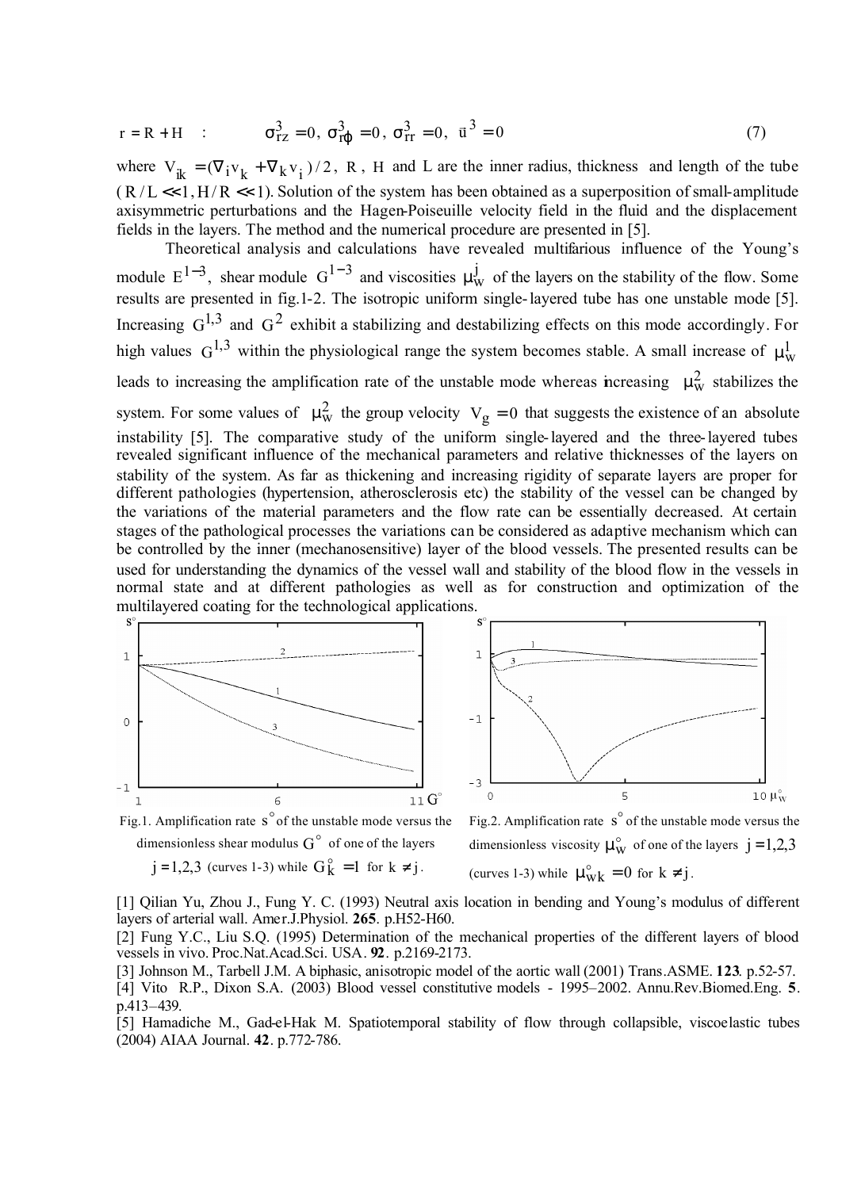$$r = R + H \quad : \qquad \sigma^3_{rz} = 0,\ \sigma^3_{r\varphi} = 0,\ \sigma^3_{rr} = 0,\ \bar{u}^3 = 0 \tag{7}$$

where $V_{ik} = (\nabla_i v_k + \nabla_k v_i)/2$, $R$, $H$ and L are the inner radius, thickness and length of the tube ($R/L \ll 1, H/R \ll 1$). Solution of the system has been obtained as a superposition of small-amplitude axisymmetric perturbations and the Hagen-Poiseuille velocity field in the fluid and the displacement fields in the layers. The method and the numerical procedure are presented in [5].

Theoretical analysis and calculations have revealed multifarious influence of the Young's module $E^{1-3}$, shear module $G^{1-3}$ and viscosities $\mu^j_w$ of the layers on the stability of the flow. Some results are presented in fig.1-2. The isotropic uniform single-layered tube has one unstable mode [5]. Increasing $G^{1,3}$ and $G^2$ exhibit a stabilizing and destabilizing effects on this mode accordingly. For high values $G^{1,3}$ within the physiological range the system becomes stable. A small increase of $\mu^1_w$ leads to increasing the amplification rate of the unstable mode whereas increasing $\mu^2_w$ stabilizes the system. For some values of $\mu^2_w$ the group velocity $V_g = 0$ that suggests the existence of an absolute instability [5]. The comparative study of the uniform single-layered and the three-layered tubes revealed significant influence of the mechanical parameters and relative thicknesses of the layers on stability of the system. As far as thickening and increasing rigidity of separate layers are proper for different pathologies (hypertension, atherosclerosis etc) the stability of the vessel can be changed by the variations of the material parameters and the flow rate can be essentially decreased. At certain stages of the pathological processes the variations can be considered as adaptive mechanism which can be controlled by the inner (mechanosensitive) layer of the blood vessels. The presented results can be used for understanding the dynamics of the vessel wall and stability of the blood flow in the vessels in normal state and at different pathologies as well as for construction and optimization of the multilayered coating for the technological applications.

$s^\circ$

1

0

-1

1 6 11 $G^\circ$

2 1 3

Fig.1. Amplification rate $s^\circ$ of the unstable mode versus the dimensionless shear modulus $G^\circ$ of one of the layers $j = 1,2,3$ (curves 1-3) while $G^\circ_k = 1$ for $k \neq j$.

$s^\circ$

1

-1

-3

0 5 10 $\mu^\circ_w$

1 3 2

Fig.2. Amplification rate $s^\circ$ of the unstable mode versus the dimensionless viscosity $\mu^\circ_w$ of one of the layers $j = 1,2,3$ (curves 1-3) while $\mu^\circ_{wk} = 0$ for $k \neq j$.

[1] Qilian Yu, Zhou J., Fung Y. C. (1993) Neutral axis location in bending and Young's modulus of different layers of arterial wall. Amer.J.Physiol. **265**. p.H52-H60.

[2] Fung Y.C., Liu S.Q. (1995) Determination of the mechanical properties of the different layers of blood vessels in vivo. Proc.Nat.Acad.Sci. USA. **92**. p.2169-2173.

[3] Johnson M., Tarbell J.M. A biphasic, anisotropic model of the aortic wall (2001) Trans.ASME. **123**. p.52-57.

[4] Vito R.P., Dixon S.A. (2003) Blood vessel constitutive models - 1995–2002. Annu.Rev.Biomed.Eng. **5**. p.413–439.

[5] Hamadiche M., Gad-el-Hak M. Spatiotemporal stability of flow through collapsible, viscoelastic tubes (2004) AIAA Journal. **42**. p.772-786.